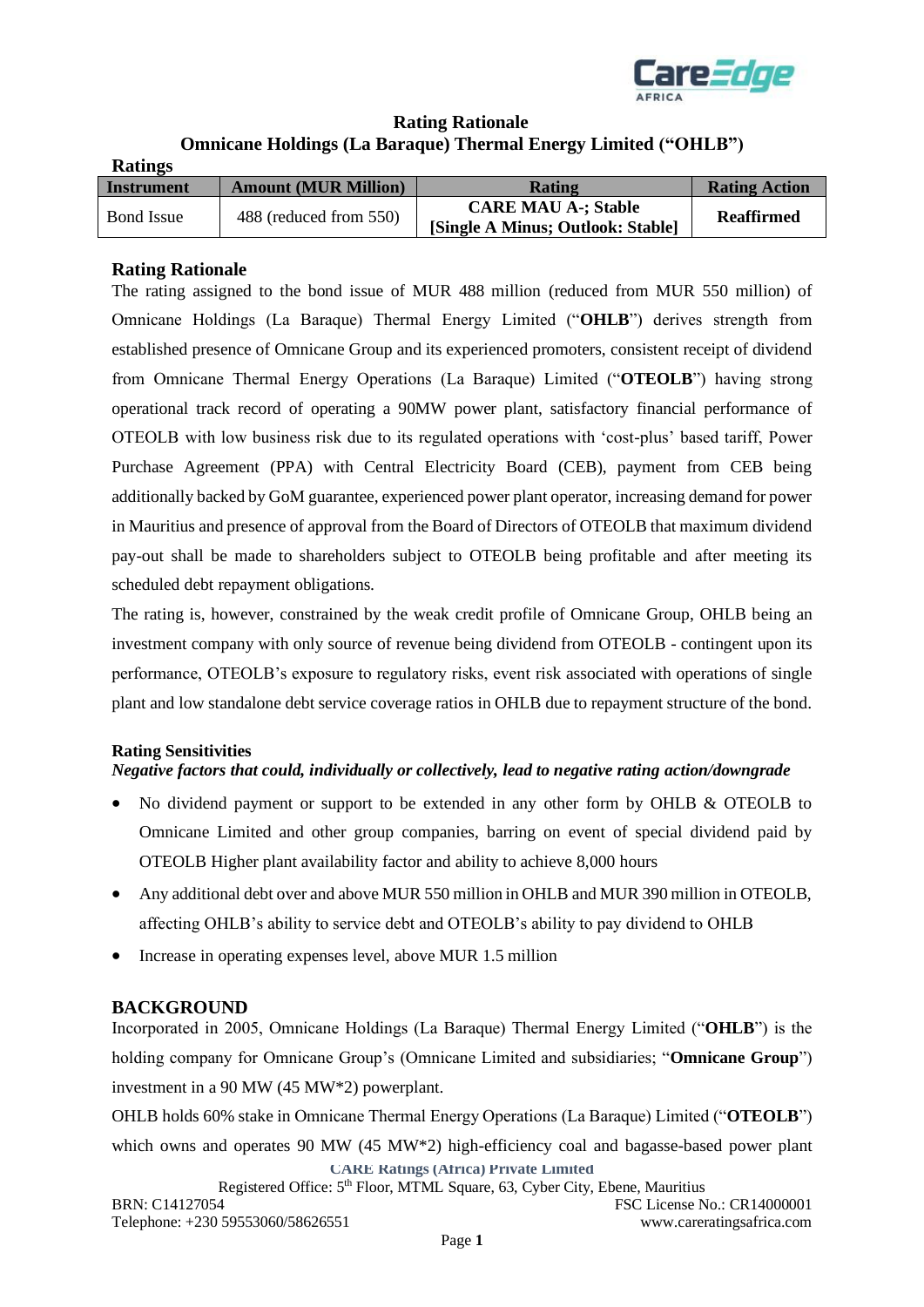# Rating Rationale

## Omnicane Holdings (La Baraque) Thermal Energy Limited ("OHLB")

**Ratings**

| Instrument | Amount (MUR Million) | Rating | Rating Action |
|---|---|---|---|
| Bond Issue | 488 (reduced from 550) | **CARE MAU A-; Stable [Single A Minus; Outlook: Stable]** | **Reaffirmed** |

## Rating Rationale

The rating assigned to the bond issue of MUR 488 million (reduced from MUR 550 million) of Omnicane Holdings (La Baraque) Thermal Energy Limited ("**OHLB**") derives strength from established presence of Omnicane Group and its experienced promoters, consistent receipt of dividend from Omnicane Thermal Energy Operations (La Baraque) Limited ("**OTEOLB**") having strong operational track record of operating a 90MW power plant, satisfactory financial performance of OTEOLB with low business risk due to its regulated operations with 'cost-plus' based tariff, Power Purchase Agreement (PPA) with Central Electricity Board (CEB), payment from CEB being additionally backed by GoM guarantee, experienced power plant operator, increasing demand for power in Mauritius and presence of approval from the Board of Directors of OTEOLB that maximum dividend pay-out shall be made to shareholders subject to OTEOLB being profitable and after meeting its scheduled debt repayment obligations.

The rating is, however, constrained by the weak credit profile of Omnicane Group, OHLB being an investment company with only source of revenue being dividend from OTEOLB - contingent upon its performance, OTEOLB's exposure to regulatory risks, event risk associated with operations of single plant and low standalone debt service coverage ratios in OHLB due to repayment structure of the bond.

### Rating Sensitivities

*Negative factors that could, individually or collectively, lead to negative rating action/downgrade*

- No dividend payment or support to be extended in any other form by OHLB & OTEOLB to Omnicane Limited and other group companies, barring on event of special dividend paid by OTEOLB Higher plant availability factor and ability to achieve 8,000 hours
- Any additional debt over and above MUR 550 million in OHLB and MUR 390 million in OTEOLB, affecting OHLB's ability to service debt and OTEOLB's ability to pay dividend to OHLB
- Increase in operating expenses level, above MUR 1.5 million

## BACKGROUND

Incorporated in 2005, Omnicane Holdings (La Baraque) Thermal Energy Limited ("**OHLB**") is the holding company for Omnicane Group's (Omnicane Limited and subsidiaries; "**Omnicane Group**") investment in a 90 MW (45 MW*2) powerplant.

OHLB holds 60% stake in Omnicane Thermal Energy Operations (La Baraque) Limited ("**OTEOLB**") which owns and operates 90 MW (45 MW*2) high-efficiency coal and bagasse-based power plant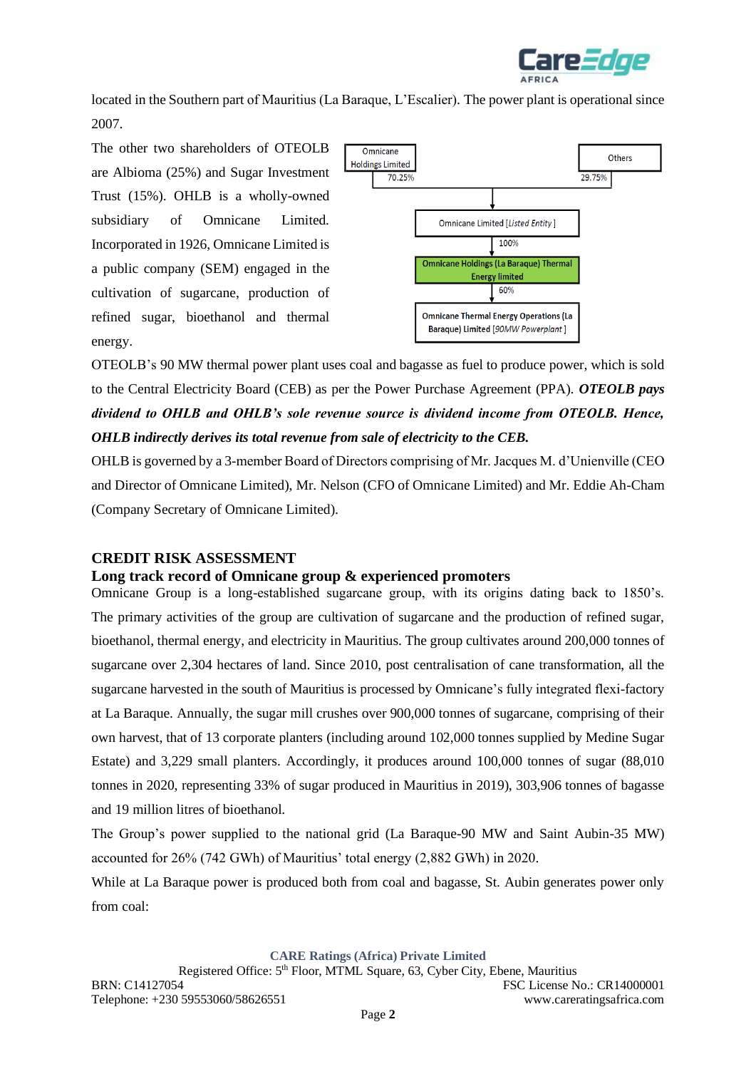located in the Southern part of Mauritius (La Baraque, L'Escalier). The power plant is operational since 2007.

The other two shareholders of OTEOLB are Albioma (25%) and Sugar Investment Trust (15%). OHLB is a wholly-owned subsidiary of Omnicane Limited. Incorporated in 1926, Omnicane Limited is a public company (SEM) engaged in the cultivation of sugarcane, production of refined sugar, bioethanol and thermal energy.

Omnicane Holdings Limited (70.25%) and Others (29.75%) → Omnicane Limited [*Listed Entity*] → 100% → Omnicane Holdings (La Baraque) Thermal Energy limited → 60% → Omnicane Thermal Energy Operations (La Baraque) Limited [*90MW Powerplant*]

OTEOLB's 90 MW thermal power plant uses coal and bagasse as fuel to produce power, which is sold to the Central Electricity Board (CEB) as per the Power Purchase Agreement (PPA). ***OTEOLB pays dividend to OHLB and OHLB's sole revenue source is dividend income from OTEOLB. Hence, OHLB indirectly derives its total revenue from sale of electricity to the CEB.***

OHLB is governed by a 3-member Board of Directors comprising of Mr. Jacques M. d'Unienville (CEO and Director of Omnicane Limited), Mr. Nelson (CFO of Omnicane Limited) and Mr. Eddie Ah-Cham (Company Secretary of Omnicane Limited).

## CREDIT RISK ASSESSMENT

### Long track record of Omnicane group & experienced promoters

Omnicane Group is a long-established sugarcane group, with its origins dating back to 1850's. The primary activities of the group are cultivation of sugarcane and the production of refined sugar, bioethanol, thermal energy, and electricity in Mauritius. The group cultivates around 200,000 tonnes of sugarcane over 2,304 hectares of land. Since 2010, post centralisation of cane transformation, all the sugarcane harvested in the south of Mauritius is processed by Omnicane's fully integrated flexi-factory at La Baraque. Annually, the sugar mill crushes over 900,000 tonnes of sugarcane, comprising of their own harvest, that of 13 corporate planters (including around 102,000 tonnes supplied by Medine Sugar Estate) and 3,229 small planters. Accordingly, it produces around 100,000 tonnes of sugar (88,010 tonnes in 2020, representing 33% of sugar produced in Mauritius in 2019), 303,906 tonnes of bagasse and 19 million litres of bioethanol.

The Group's power supplied to the national grid (La Baraque-90 MW and Saint Aubin-35 MW) accounted for 26% (742 GWh) of Mauritius' total energy (2,882 GWh) in 2020.

While at La Baraque power is produced both from coal and bagasse, St. Aubin generates power only from coal: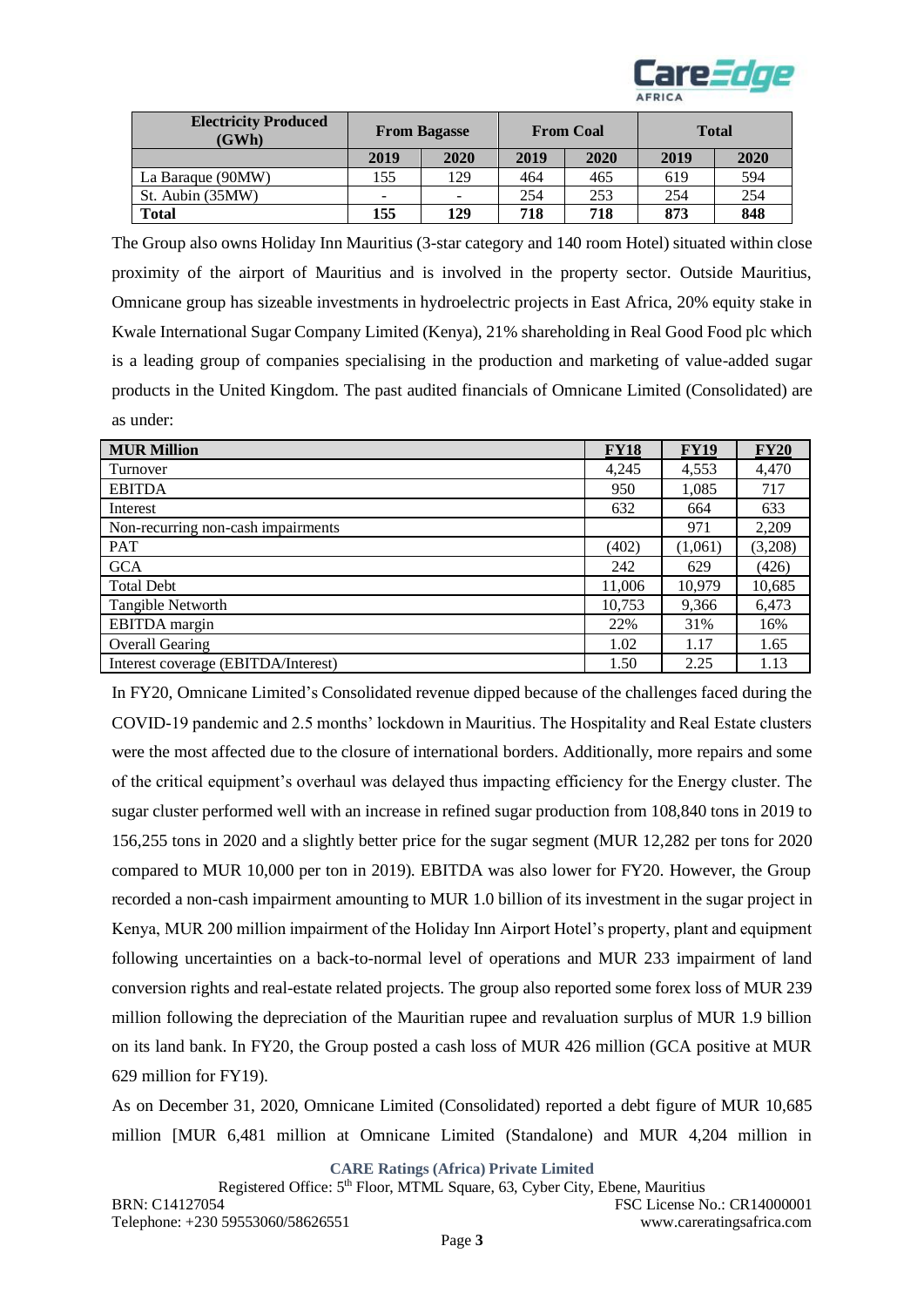| Electricity Produced (GWh) | From Bagasse | | From Coal | | Total | |
|---|---|---|---|---|---|---|
| | 2019 | 2020 | 2019 | 2020 | 2019 | 2020 |
| La Baraque (90MW) | 155 | 129 | 464 | 465 | 619 | 594 |
| St. Aubin (35MW) | - | - | 254 | 253 | 254 | 254 |
| **Total** | **155** | **129** | **718** | **718** | **873** | **848** |

The Group also owns Holiday Inn Mauritius (3-star category and 140 room Hotel) situated within close proximity of the airport of Mauritius and is involved in the property sector. Outside Mauritius, Omnicane group has sizeable investments in hydroelectric projects in East Africa, 20% equity stake in Kwale International Sugar Company Limited (Kenya), 21% shareholding in Real Good Food plc which is a leading group of companies specialising in the production and marketing of value-added sugar products in the United Kingdom. The past audited financials of Omnicane Limited (Consolidated) are as under:

| MUR Million | FY18 | FY19 | FY20 |
|---|---|---|---|
| Turnover | 4,245 | 4,553 | 4,470 |
| EBITDA | 950 | 1,085 | 717 |
| Interest | 632 | 664 | 633 |
| Non-recurring non-cash impairments | | 971 | 2,209 |
| PAT | (402) | (1,061) | (3,208) |
| GCA | 242 | 629 | (426) |
| Total Debt | 11,006 | 10,979 | 10,685 |
| Tangible Networth | 10,753 | 9,366 | 6,473 |
| EBITDA margin | 22% | 31% | 16% |
| Overall Gearing | 1.02 | 1.17 | 1.65 |
| Interest coverage (EBITDA/Interest) | 1.50 | 2.25 | 1.13 |

In FY20, Omnicane Limited's Consolidated revenue dipped because of the challenges faced during the COVID-19 pandemic and 2.5 months' lockdown in Mauritius. The Hospitality and Real Estate clusters were the most affected due to the closure of international borders. Additionally, more repairs and some of the critical equipment's overhaul was delayed thus impacting efficiency for the Energy cluster. The sugar cluster performed well with an increase in refined sugar production from 108,840 tons in 2019 to 156,255 tons in 2020 and a slightly better price for the sugar segment (MUR 12,282 per tons for 2020 compared to MUR 10,000 per ton in 2019). EBITDA was also lower for FY20. However, the Group recorded a non-cash impairment amounting to MUR 1.0 billion of its investment in the sugar project in Kenya, MUR 200 million impairment of the Holiday Inn Airport Hotel's property, plant and equipment following uncertainties on a back-to-normal level of operations and MUR 233 impairment of land conversion rights and real-estate related projects. The group also reported some forex loss of MUR 239 million following the depreciation of the Mauritian rupee and revaluation surplus of MUR 1.9 billion on its land bank. In FY20, the Group posted a cash loss of MUR 426 million (GCA positive at MUR 629 million for FY19).

As on December 31, 2020, Omnicane Limited (Consolidated) reported a debt figure of MUR 10,685 million [MUR 6,481 million at Omnicane Limited (Standalone) and MUR 4,204 million in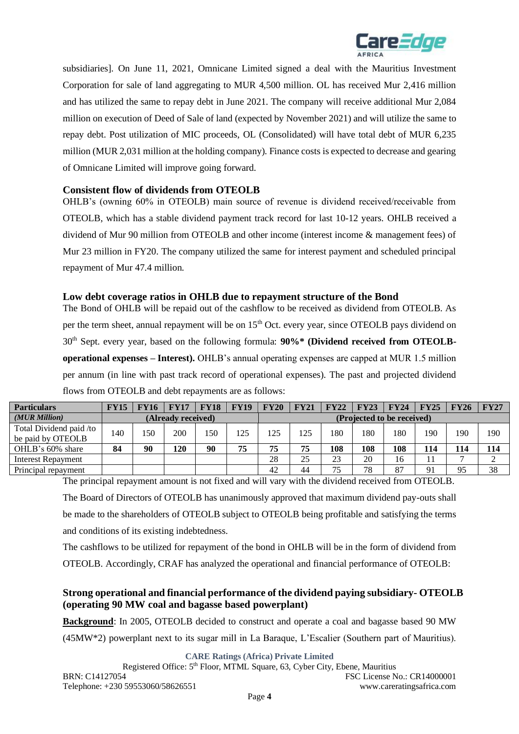subsidiaries]. On June 11, 2021, Omnicane Limited signed a deal with the Mauritius Investment Corporation for sale of land aggregating to MUR 4,500 million. OL has received Mur 2,416 million and has utilized the same to repay debt in June 2021. The company will receive additional Mur 2,084 million on execution of Deed of Sale of land (expected by November 2021) and will utilize the same to repay debt. Post utilization of MIC proceeds, OL (Consolidated) will have total debt of MUR 6,235 million (MUR 2,031 million at the holding company). Finance costs is expected to decrease and gearing of Omnicane Limited will improve going forward.

### Consistent flow of dividends from OTEOLB

OHLB's (owning 60% in OTEOLB) main source of revenue is dividend received/receivable from OTEOLB, which has a stable dividend payment track record for last 10-12 years. OHLB received a dividend of Mur 90 million from OTEOLB and other income (interest income & management fees) of Mur 23 million in FY20. The company utilized the same for interest payment and scheduled principal repayment of Mur 47.4 million.

### Low debt coverage ratios in OHLB due to repayment structure of the Bond

The Bond of OHLB will be repaid out of the cashflow to be received as dividend from OTEOLB. As per the term sheet, annual repayment will be on 15th Oct. every year, since OTEOLB pays dividend on 30th Sept. every year, based on the following formula: **90%* (Dividend received from OTEOLB-operational expenses – Interest).** OHLB's annual operating expenses are capped at MUR 1.5 million per annum (in line with past track record of operational expenses). The past and projected dividend flows from OTEOLB and debt repayments are as follows:

| Particulars | FY15 | FY16 | FY17 | FY18 | FY19 | FY20 | FY21 | FY22 | FY23 | FY24 | FY25 | FY26 | FY27 |
|---|---|---|---|---|---|---|---|---|---|---|---|---|---|
| *(MUR Million)* | (Already received) | | | | | (Projected to be received) | | | | | | | |
| Total Dividend paid /to be paid by OTEOLB | 140 | 150 | 200 | 150 | 125 | 125 | 125 | 180 | 180 | 180 | 190 | 190 | 190 |
| OHLB's 60% share | **84** | **90** | **120** | **90** | **75** | **75** | **75** | **108** | **108** | **108** | **114** | **114** | **114** |
| Interest Repayment | | | | | | 28 | 25 | 23 | 20 | 16 | 11 | 7 | 2 |
| Principal repayment | | | | | | 42 | 44 | 75 | 78 | 87 | 91 | 95 | 38 |

The principal repayment amount is not fixed and will vary with the dividend received from OTEOLB.

The Board of Directors of OTEOLB has unanimously approved that maximum dividend pay-outs shall be made to the shareholders of OTEOLB subject to OTEOLB being profitable and satisfying the terms and conditions of its existing indebtedness.

The cashflows to be utilized for repayment of the bond in OHLB will be in the form of dividend from OTEOLB. Accordingly, CRAF has analyzed the operational and financial performance of OTEOLB:

### Strong operational and financial performance of the dividend paying subsidiary- OTEOLB (operating 90 MW coal and bagasse based powerplant)

**Background**: In 2005, OTEOLB decided to construct and operate a coal and bagasse based 90 MW (45MW*2) powerplant next to its sugar mill in La Baraque, L'Escalier (Southern part of Mauritius).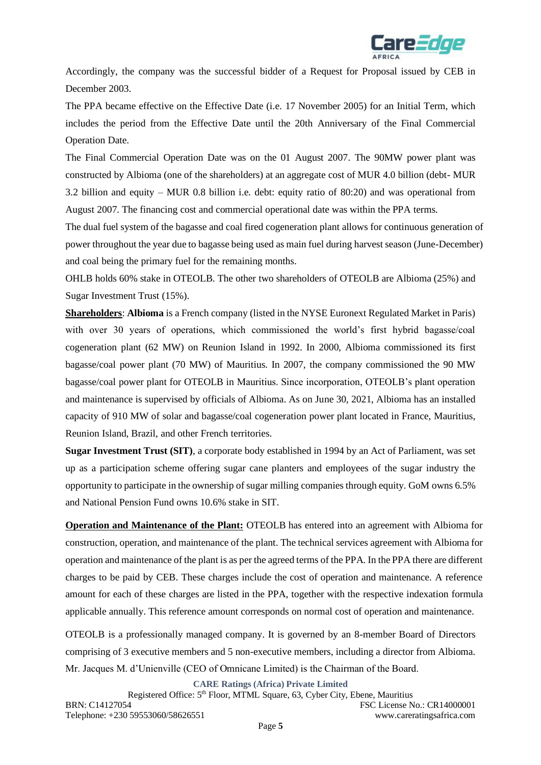Accordingly, the company was the successful bidder of a Request for Proposal issued by CEB in December 2003.

The PPA became effective on the Effective Date (i.e. 17 November 2005) for an Initial Term, which includes the period from the Effective Date until the 20th Anniversary of the Final Commercial Operation Date.

The Final Commercial Operation Date was on the 01 August 2007. The 90MW power plant was constructed by Albioma (one of the shareholders) at an aggregate cost of MUR 4.0 billion (debt- MUR 3.2 billion and equity – MUR 0.8 billion i.e. debt: equity ratio of 80:20) and was operational from August 2007. The financing cost and commercial operational date was within the PPA terms.

The dual fuel system of the bagasse and coal fired cogeneration plant allows for continuous generation of power throughout the year due to bagasse being used as main fuel during harvest season (June-December) and coal being the primary fuel for the remaining months.

OHLB holds 60% stake in OTEOLB. The other two shareholders of OTEOLB are Albioma (25%) and Sugar Investment Trust (15%).

**Shareholders**: **Albioma** is a French company (listed in the NYSE Euronext Regulated Market in Paris) with over 30 years of operations, which commissioned the world's first hybrid bagasse/coal cogeneration plant (62 MW) on Reunion Island in 1992. In 2000, Albioma commissioned its first bagasse/coal power plant (70 MW) of Mauritius. In 2007, the company commissioned the 90 MW bagasse/coal power plant for OTEOLB in Mauritius. Since incorporation, OTEOLB's plant operation and maintenance is supervised by officials of Albioma. As on June 30, 2021, Albioma has an installed capacity of 910 MW of solar and bagasse/coal cogeneration power plant located in France, Mauritius, Reunion Island, Brazil, and other French territories.

**Sugar Investment Trust (SIT)**, a corporate body established in 1994 by an Act of Parliament, was set up as a participation scheme offering sugar cane planters and employees of the sugar industry the opportunity to participate in the ownership of sugar milling companies through equity. GoM owns 6.5% and National Pension Fund owns 10.6% stake in SIT.

**Operation and Maintenance of the Plant:** OTEOLB has entered into an agreement with Albioma for construction, operation, and maintenance of the plant. The technical services agreement with Albioma for operation and maintenance of the plant is as per the agreed terms of the PPA. In the PPA there are different charges to be paid by CEB. These charges include the cost of operation and maintenance. A reference amount for each of these charges are listed in the PPA, together with the respective indexation formula applicable annually. This reference amount corresponds on normal cost of operation and maintenance.

OTEOLB is a professionally managed company. It is governed by an 8-member Board of Directors comprising of 3 executive members and 5 non-executive members, including a director from Albioma. Mr. Jacques M. d'Unienville (CEO of Omnicane Limited) is the Chairman of the Board.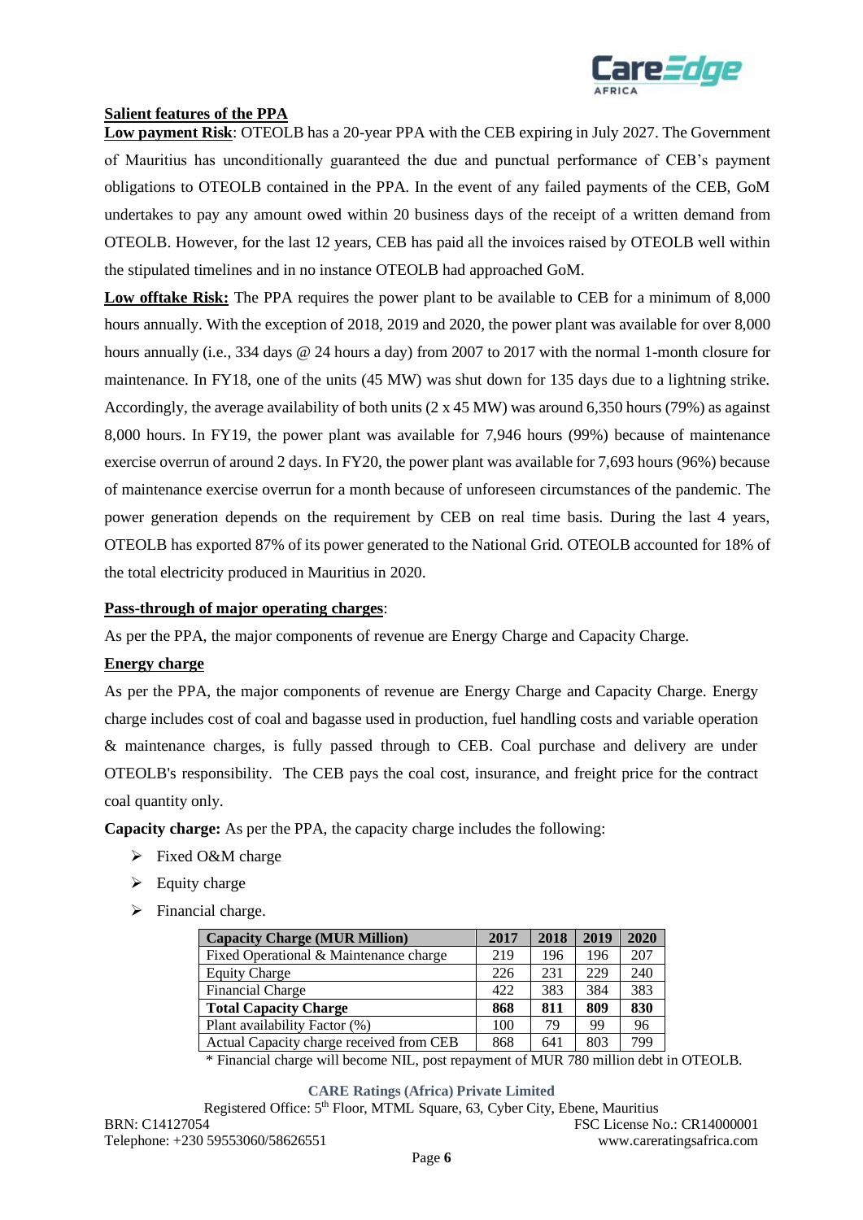**Salient features of the PPA**

**Low payment Risk**: OTEOLB has a 20-year PPA with the CEB expiring in July 2027. The Government of Mauritius has unconditionally guaranteed the due and punctual performance of CEB's payment obligations to OTEOLB contained in the PPA. In the event of any failed payments of the CEB, GoM undertakes to pay any amount owed within 20 business days of the receipt of a written demand from OTEOLB. However, for the last 12 years, CEB has paid all the invoices raised by OTEOLB well within the stipulated timelines and in no instance OTEOLB had approached GoM.

**Low offtake Risk:** The PPA requires the power plant to be available to CEB for a minimum of 8,000 hours annually. With the exception of 2018, 2019 and 2020, the power plant was available for over 8,000 hours annually (i.e., 334 days @ 24 hours a day) from 2007 to 2017 with the normal 1-month closure for maintenance. In FY18, one of the units (45 MW) was shut down for 135 days due to a lightning strike. Accordingly, the average availability of both units (2 x 45 MW) was around 6,350 hours (79%) as against 8,000 hours. In FY19, the power plant was available for 7,946 hours (99%) because of maintenance exercise overrun of around 2 days. In FY20, the power plant was available for 7,693 hours (96%) because of maintenance exercise overrun for a month because of unforeseen circumstances of the pandemic. The power generation depends on the requirement by CEB on real time basis. During the last 4 years, OTEOLB has exported 87% of its power generated to the National Grid. OTEOLB accounted for 18% of the total electricity produced in Mauritius in 2020.

**Pass-through of major operating charges**:

As per the PPA, the major components of revenue are Energy Charge and Capacity Charge.

**Energy charge**

As per the PPA, the major components of revenue are Energy Charge and Capacity Charge. Energy charge includes cost of coal and bagasse used in production, fuel handling costs and variable operation & maintenance charges, is fully passed through to CEB. Coal purchase and delivery are under OTEOLB's responsibility. The CEB pays the coal cost, insurance, and freight price for the contract coal quantity only.

**Capacity charge:** As per the PPA, the capacity charge includes the following:

- Fixed O&M charge
- Equity charge
- Financial charge.

| Capacity Charge (MUR Million) | 2017 | 2018 | 2019 | 2020 |
|---|---|---|---|---|
| Fixed Operational & Maintenance charge | 219 | 196 | 196 | 207 |
| Equity Charge | 226 | 231 | 229 | 240 |
| Financial Charge | 422 | 383 | 384 | 383 |
| **Total Capacity Charge** | **868** | **811** | **809** | **830** |
| Plant availability Factor (%) | 100 | 79 | 99 | 96 |
| Actual Capacity charge received from CEB | 868 | 641 | 803 | 799 |

* Financial charge will become NIL, post repayment of MUR 780 million debt in OTEOLB.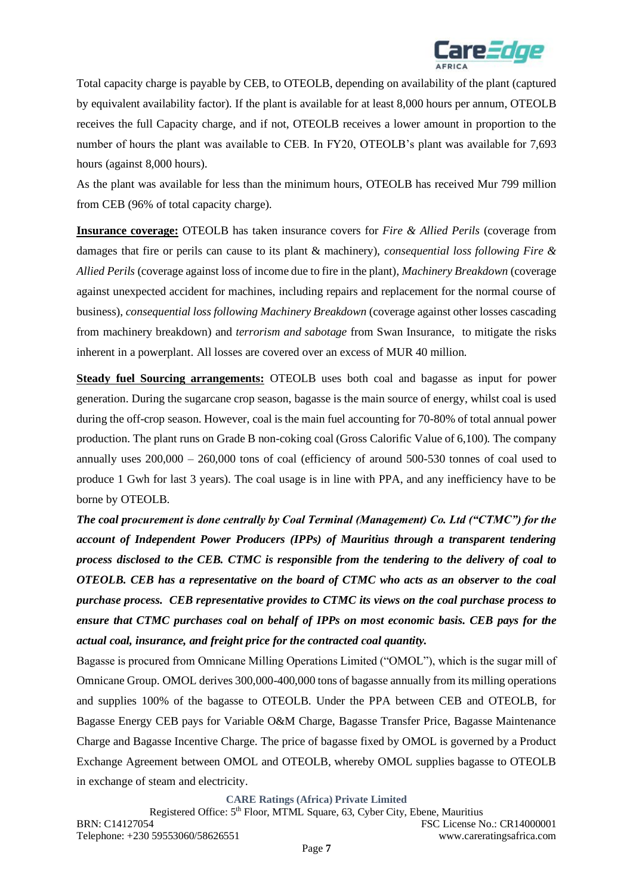Total capacity charge is payable by CEB, to OTEOLB, depending on availability of the plant (captured by equivalent availability factor). If the plant is available for at least 8,000 hours per annum, OTEOLB receives the full Capacity charge, and if not, OTEOLB receives a lower amount in proportion to the number of hours the plant was available to CEB. In FY20, OTEOLB's plant was available for 7,693 hours (against 8,000 hours).

As the plant was available for less than the minimum hours, OTEOLB has received Mur 799 million from CEB (96% of total capacity charge).

**Insurance coverage:** OTEOLB has taken insurance covers for *Fire & Allied Perils* (coverage from damages that fire or perils can cause to its plant & machinery), *consequential loss following Fire & Allied Perils* (coverage against loss of income due to fire in the plant), *Machinery Breakdown* (coverage against unexpected accident for machines, including repairs and replacement for the normal course of business), *consequential loss following Machinery Breakdown* (coverage against other losses cascading from machinery breakdown) and *terrorism and sabotage* from Swan Insurance, to mitigate the risks inherent in a powerplant. All losses are covered over an excess of MUR 40 million.

**Steady fuel Sourcing arrangements:** OTEOLB uses both coal and bagasse as input for power generation. During the sugarcane crop season, bagasse is the main source of energy, whilst coal is used during the off-crop season. However, coal is the main fuel accounting for 70-80% of total annual power production. The plant runs on Grade B non-coking coal (Gross Calorific Value of 6,100). The company annually uses 200,000 – 260,000 tons of coal (efficiency of around 500-530 tonnes of coal used to produce 1 Gwh for last 3 years). The coal usage is in line with PPA, and any inefficiency have to be borne by OTEOLB.

***The coal procurement is done centrally by Coal Terminal (Management) Co. Ltd ("CTMC") for the account of Independent Power Producers (IPPs) of Mauritius through a transparent tendering process disclosed to the CEB. CTMC is responsible from the tendering to the delivery of coal to OTEOLB. CEB has a representative on the board of CTMC who acts as an observer to the coal purchase process. CEB representative provides to CTMC its views on the coal purchase process to ensure that CTMC purchases coal on behalf of IPPs on most economic basis. CEB pays for the actual coal, insurance, and freight price for the contracted coal quantity.***

Bagasse is procured from Omnicane Milling Operations Limited ("OMOL"), which is the sugar mill of Omnicane Group. OMOL derives 300,000-400,000 tons of bagasse annually from its milling operations and supplies 100% of the bagasse to OTEOLB. Under the PPA between CEB and OTEOLB, for Bagasse Energy CEB pays for Variable O&M Charge, Bagasse Transfer Price, Bagasse Maintenance Charge and Bagasse Incentive Charge. The price of bagasse fixed by OMOL is governed by a Product Exchange Agreement between OMOL and OTEOLB, whereby OMOL supplies bagasse to OTEOLB in exchange of steam and electricity.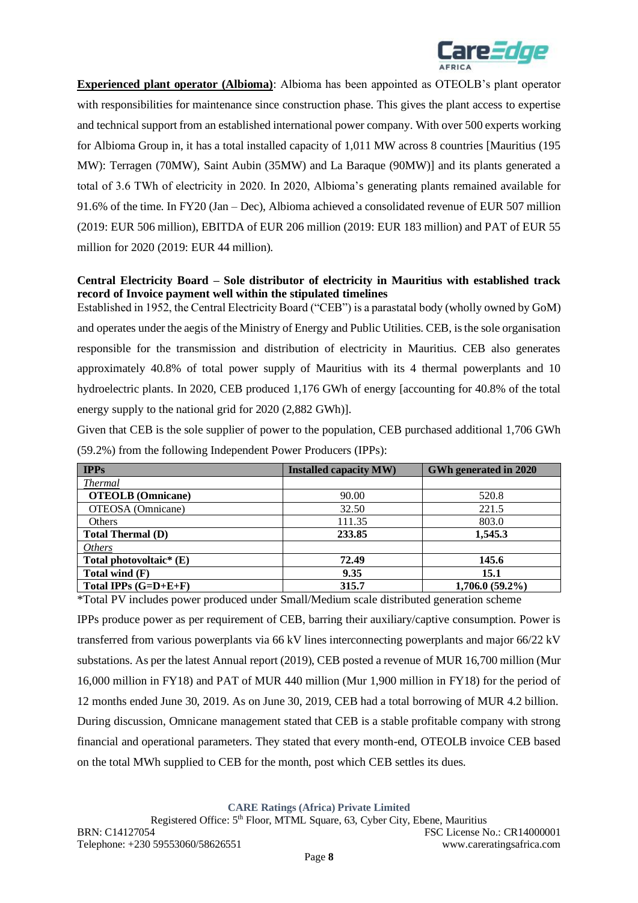**Experienced plant operator (Albioma)**: Albioma has been appointed as OTEOLB's plant operator with responsibilities for maintenance since construction phase. This gives the plant access to expertise and technical support from an established international power company. With over 500 experts working for Albioma Group in, it has a total installed capacity of 1,011 MW across 8 countries [Mauritius (195 MW): Terragen (70MW), Saint Aubin (35MW) and La Baraque (90MW)] and its plants generated a total of 3.6 TWh of electricity in 2020. In 2020, Albioma's generating plants remained available for 91.6% of the time. In FY20 (Jan – Dec), Albioma achieved a consolidated revenue of EUR 507 million (2019: EUR 506 million), EBITDA of EUR 206 million (2019: EUR 183 million) and PAT of EUR 55 million for 2020 (2019: EUR 44 million).

**Central Electricity Board – Sole distributor of electricity in Mauritius with established track record of Invoice payment well within the stipulated timelines**

Established in 1952, the Central Electricity Board ("CEB") is a parastatal body (wholly owned by GoM) and operates under the aegis of the Ministry of Energy and Public Utilities. CEB, is the sole organisation responsible for the transmission and distribution of electricity in Mauritius. CEB also generates approximately 40.8% of total power supply of Mauritius with its 4 thermal powerplants and 10 hydroelectric plants. In 2020, CEB produced 1,176 GWh of energy [accounting for 40.8% of the total energy supply to the national grid for 2020 (2,882 GWh)].

Given that CEB is the sole supplier of power to the population, CEB purchased additional 1,706 GWh (59.2%) from the following Independent Power Producers (IPPs):

| IPPs | Installed capacity MW) | GWh generated in 2020 |
|---|---|---|
| *Thermal* | | |
| **OTEOLB (Omnicane)** | 90.00 | 520.8 |
| OTEOSA (Omnicane) | 32.50 | 221.5 |
| Others | 111.35 | 803.0 |
| **Total Thermal (D)** | **233.85** | **1,545.3** |
| *Others* | | |
| **Total photovoltaic* (E)** | **72.49** | **145.6** |
| **Total wind (F)** | **9.35** | **15.1** |
| **Total IPPs (G=D+E+F)** | **315.7** | **1,706.0 (59.2%)** |

*Total PV includes power produced under Small/Medium scale distributed generation scheme

IPPs produce power as per requirement of CEB, barring their auxiliary/captive consumption. Power is transferred from various powerplants via 66 kV lines interconnecting powerplants and major 66/22 kV substations. As per the latest Annual report (2019), CEB posted a revenue of MUR 16,700 million (Mur 16,000 million in FY18) and PAT of MUR 440 million (Mur 1,900 million in FY18) for the period of 12 months ended June 30, 2019. As on June 30, 2019, CEB had a total borrowing of MUR 4.2 billion. During discussion, Omnicane management stated that CEB is a stable profitable company with strong financial and operational parameters. They stated that every month-end, OTEOLB invoice CEB based on the total MWh supplied to CEB for the month, post which CEB settles its dues.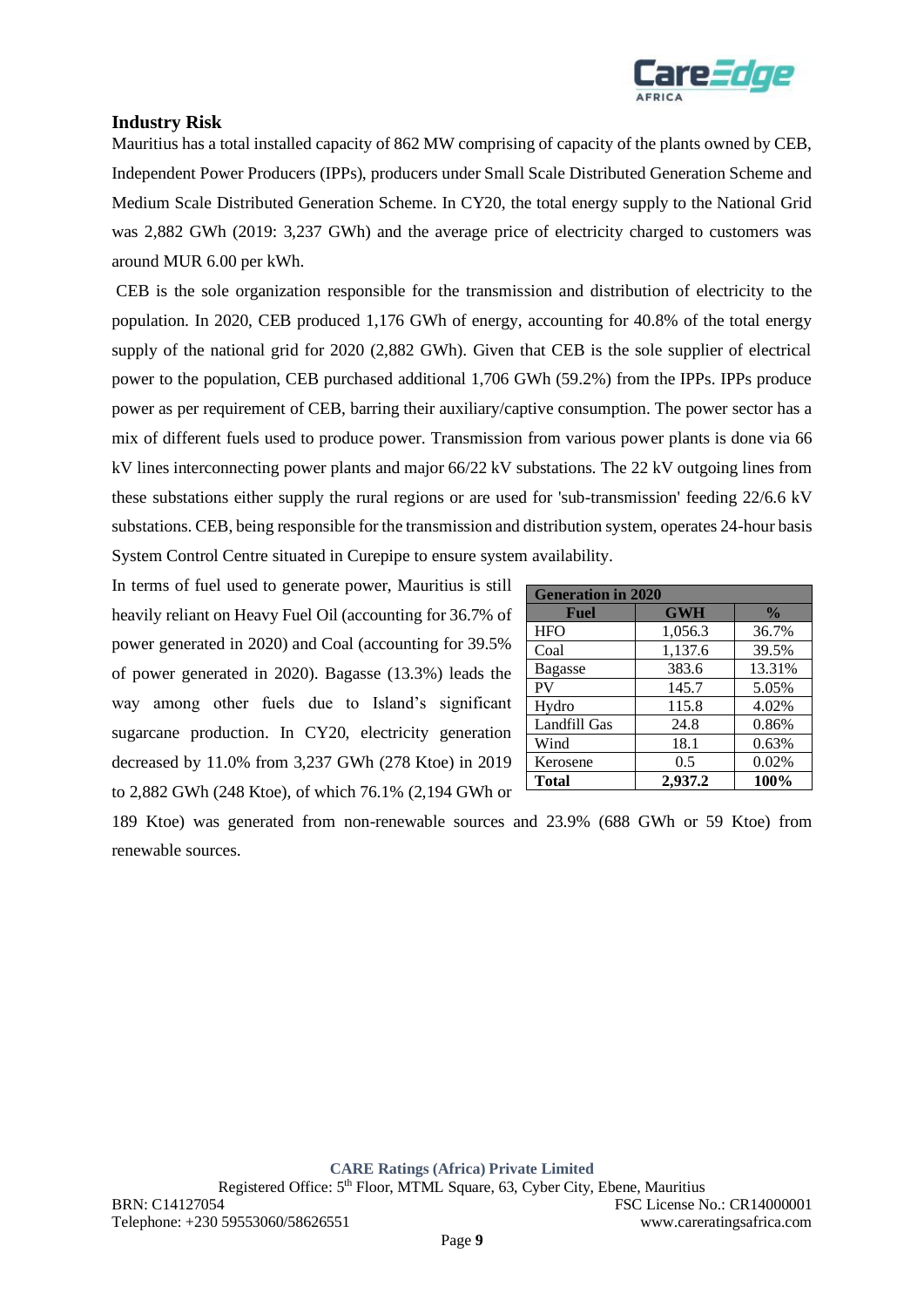## Industry Risk

Mauritius has a total installed capacity of 862 MW comprising of capacity of the plants owned by CEB, Independent Power Producers (IPPs), producers under Small Scale Distributed Generation Scheme and Medium Scale Distributed Generation Scheme. In CY20, the total energy supply to the National Grid was 2,882 GWh (2019: 3,237 GWh) and the average price of electricity charged to customers was around MUR 6.00 per kWh.

CEB is the sole organization responsible for the transmission and distribution of electricity to the population. In 2020, CEB produced 1,176 GWh of energy, accounting for 40.8% of the total energy supply of the national grid for 2020 (2,882 GWh). Given that CEB is the sole supplier of electrical power to the population, CEB purchased additional 1,706 GWh (59.2%) from the IPPs. IPPs produce power as per requirement of CEB, barring their auxiliary/captive consumption. The power sector has a mix of different fuels used to produce power. Transmission from various power plants is done via 66 kV lines interconnecting power plants and major 66/22 kV substations. The 22 kV outgoing lines from these substations either supply the rural regions or are used for 'sub-transmission' feeding 22/6.6 kV substations. CEB, being responsible for the transmission and distribution system, operates 24-hour basis System Control Centre situated in Curepipe to ensure system availability.

In terms of fuel used to generate power, Mauritius is still heavily reliant on Heavy Fuel Oil (accounting for 36.7% of power generated in 2020) and Coal (accounting for 39.5% of power generated in 2020). Bagasse (13.3%) leads the way among other fuels due to Island's significant sugarcane production. In CY20, electricity generation decreased by 11.0% from 3,237 GWh (278 Ktoe) in 2019 to 2,882 GWh (248 Ktoe), of which 76.1% (2,194 GWh or 189 Ktoe) was generated from non-renewable sources and 23.9% (688 GWh or 59 Ktoe) from renewable sources.

| Generation in 2020 | | |
|---|---|---|
| **Fuel** | **GWH** | **%** |
| HFO | 1,056.3 | 36.7% |
| Coal | 1,137.6 | 39.5% |
| Bagasse | 383.6 | 13.31% |
| PV | 145.7 | 5.05% |
| Hydro | 115.8 | 4.02% |
| Landfill Gas | 24.8 | 0.86% |
| Wind | 18.1 | 0.63% |
| Kerosene | 0.5 | 0.02% |
| **Total** | **2,937.2** | **100%** |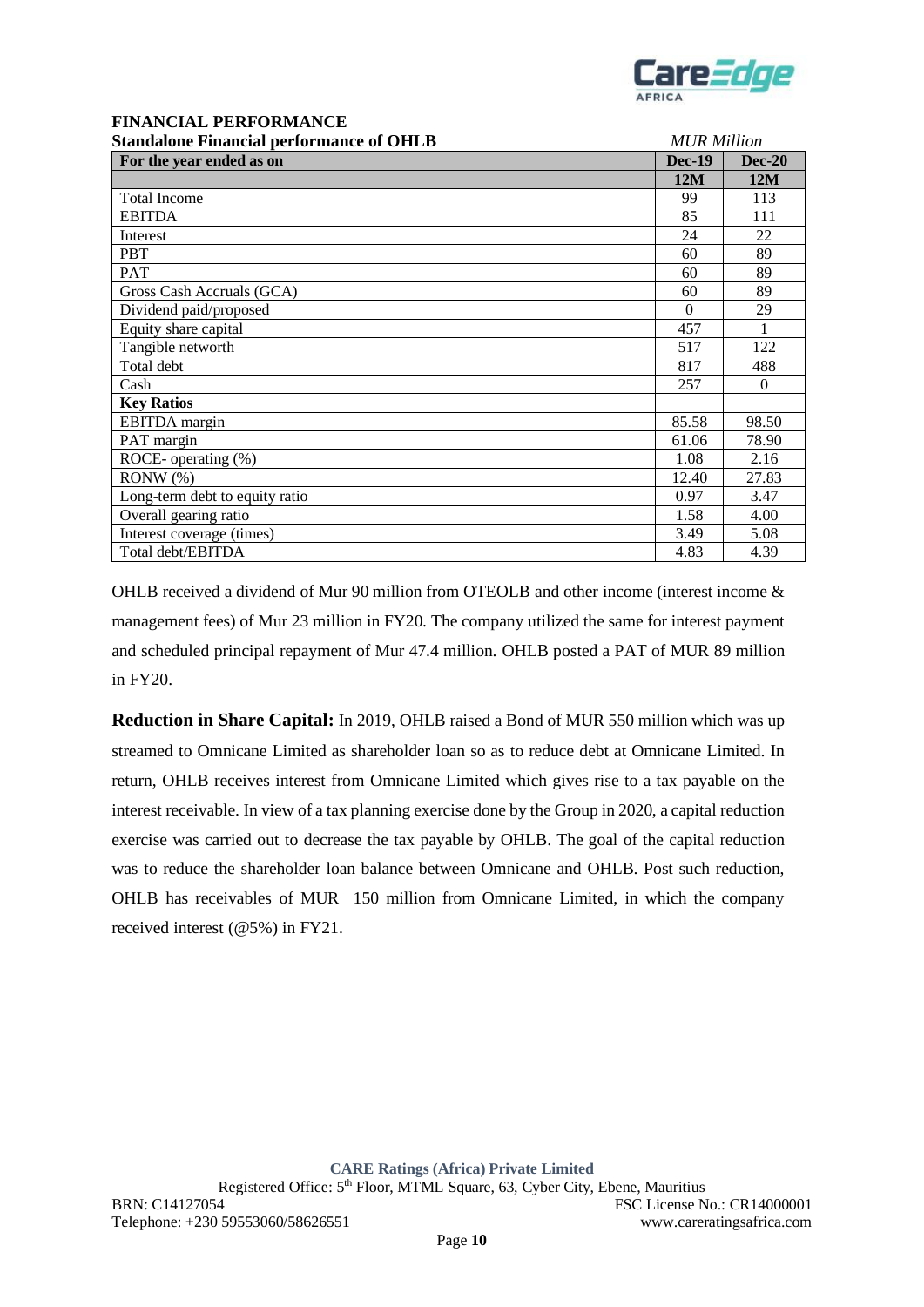## FINANCIAL PERFORMANCE

**Standalone Financial performance of OHLB** *MUR Million*

| For the year ended as on | Dec-19 | Dec-20 |
|---|---|---|
| | 12M | 12M |
| Total Income | 99 | 113 |
| EBITDA | 85 | 111 |
| Interest | 24 | 22 |
| PBT | 60 | 89 |
| PAT | 60 | 89 |
| Gross Cash Accruals (GCA) | 60 | 89 |
| Dividend paid/proposed | 0 | 29 |
| Equity share capital | 457 | 1 |
| Tangible networth | 517 | 122 |
| Total debt | 817 | 488 |
| Cash | 257 | 0 |
| **Key Ratios** | | |
| EBITDA margin | 85.58 | 98.50 |
| PAT margin | 61.06 | 78.90 |
| ROCE- operating (%) | 1.08 | 2.16 |
| RONW (%) | 12.40 | 27.83 |
| Long-term debt to equity ratio | 0.97 | 3.47 |
| Overall gearing ratio | 1.58 | 4.00 |
| Interest coverage (times) | 3.49 | 5.08 |
| Total debt/EBITDA | 4.83 | 4.39 |

OHLB received a dividend of Mur 90 million from OTEOLB and other income (interest income & management fees) of Mur 23 million in FY20. The company utilized the same for interest payment and scheduled principal repayment of Mur 47.4 million. OHLB posted a PAT of MUR 89 million in FY20.

**Reduction in Share Capital:** In 2019, OHLB raised a Bond of MUR 550 million which was up streamed to Omnicane Limited as shareholder loan so as to reduce debt at Omnicane Limited. In return, OHLB receives interest from Omnicane Limited which gives rise to a tax payable on the interest receivable. In view of a tax planning exercise done by the Group in 2020, a capital reduction exercise was carried out to decrease the tax payable by OHLB. The goal of the capital reduction was to reduce the shareholder loan balance between Omnicane and OHLB. Post such reduction, OHLB has receivables of MUR 150 million from Omnicane Limited, in which the company received interest (@5%) in FY21.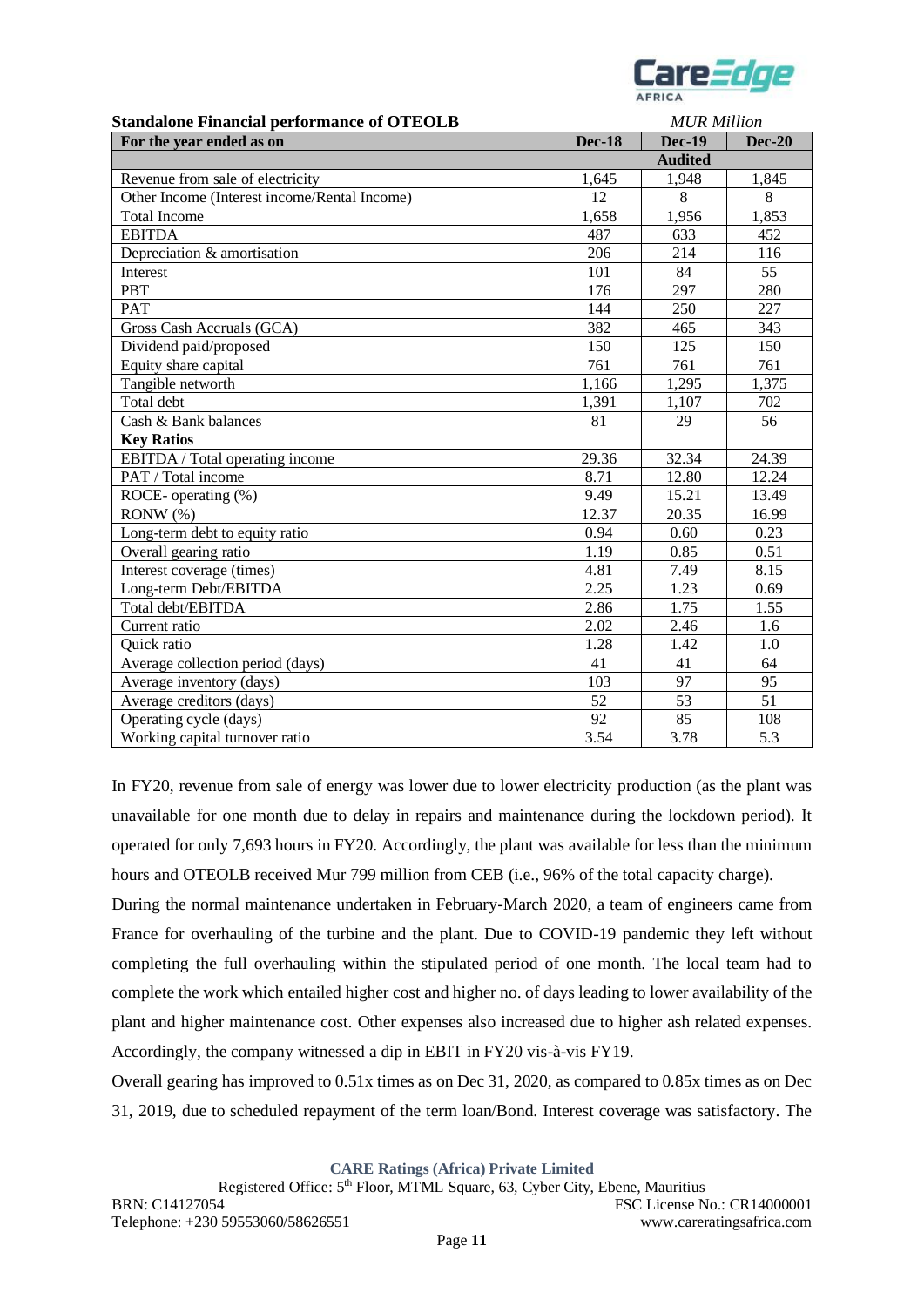**Standalone Financial performance of OTEOLB** *MUR Million*

| For the year ended as on | Dec-18 | Dec-19 | Dec-20 |
|---|---|---|---|
| | | Audited | |
| Revenue from sale of electricity | 1,645 | 1,948 | 1,845 |
| Other Income (Interest income/Rental Income) | 12 | 8 | 8 |
| Total Income | 1,658 | 1,956 | 1,853 |
| EBITDA | 487 | 633 | 452 |
| Depreciation & amortisation | 206 | 214 | 116 |
| Interest | 101 | 84 | 55 |
| PBT | 176 | 297 | 280 |
| PAT | 144 | 250 | 227 |
| Gross Cash Accruals (GCA) | 382 | 465 | 343 |
| Dividend paid/proposed | 150 | 125 | 150 |
| Equity share capital | 761 | 761 | 761 |
| Tangible networth | 1,166 | 1,295 | 1,375 |
| Total debt | 1,391 | 1,107 | 702 |
| Cash & Bank balances | 81 | 29 | 56 |
| **Key Ratios** | | | |
| EBITDA / Total operating income | 29.36 | 32.34 | 24.39 |
| PAT / Total income | 8.71 | 12.80 | 12.24 |
| ROCE- operating (%) | 9.49 | 15.21 | 13.49 |
| RONW (%) | 12.37 | 20.35 | 16.99 |
| Long-term debt to equity ratio | 0.94 | 0.60 | 0.23 |
| Overall gearing ratio | 1.19 | 0.85 | 0.51 |
| Interest coverage (times) | 4.81 | 7.49 | 8.15 |
| Long-term Debt/EBITDA | 2.25 | 1.23 | 0.69 |
| Total debt/EBITDA | 2.86 | 1.75 | 1.55 |
| Current ratio | 2.02 | 2.46 | 1.6 |
| Quick ratio | 1.28 | 1.42 | 1.0 |
| Average collection period (days) | 41 | 41 | 64 |
| Average inventory (days) | 103 | 97 | 95 |
| Average creditors (days) | 52 | 53 | 51 |
| Operating cycle (days) | 92 | 85 | 108 |
| Working capital turnover ratio | 3.54 | 3.78 | 5.3 |

In FY20, revenue from sale of energy was lower due to lower electricity production (as the plant was unavailable for one month due to delay in repairs and maintenance during the lockdown period). It operated for only 7,693 hours in FY20. Accordingly, the plant was available for less than the minimum hours and OTEOLB received Mur 799 million from CEB (i.e., 96% of the total capacity charge).

During the normal maintenance undertaken in February-March 2020, a team of engineers came from France for overhauling of the turbine and the plant. Due to COVID-19 pandemic they left without completing the full overhauling within the stipulated period of one month. The local team had to complete the work which entailed higher cost and higher no. of days leading to lower availability of the plant and higher maintenance cost. Other expenses also increased due to higher ash related expenses. Accordingly, the company witnessed a dip in EBIT in FY20 vis-à-vis FY19.

Overall gearing has improved to 0.51x times as on Dec 31, 2020, as compared to 0.85x times as on Dec 31, 2019, due to scheduled repayment of the term loan/Bond. Interest coverage was satisfactory. The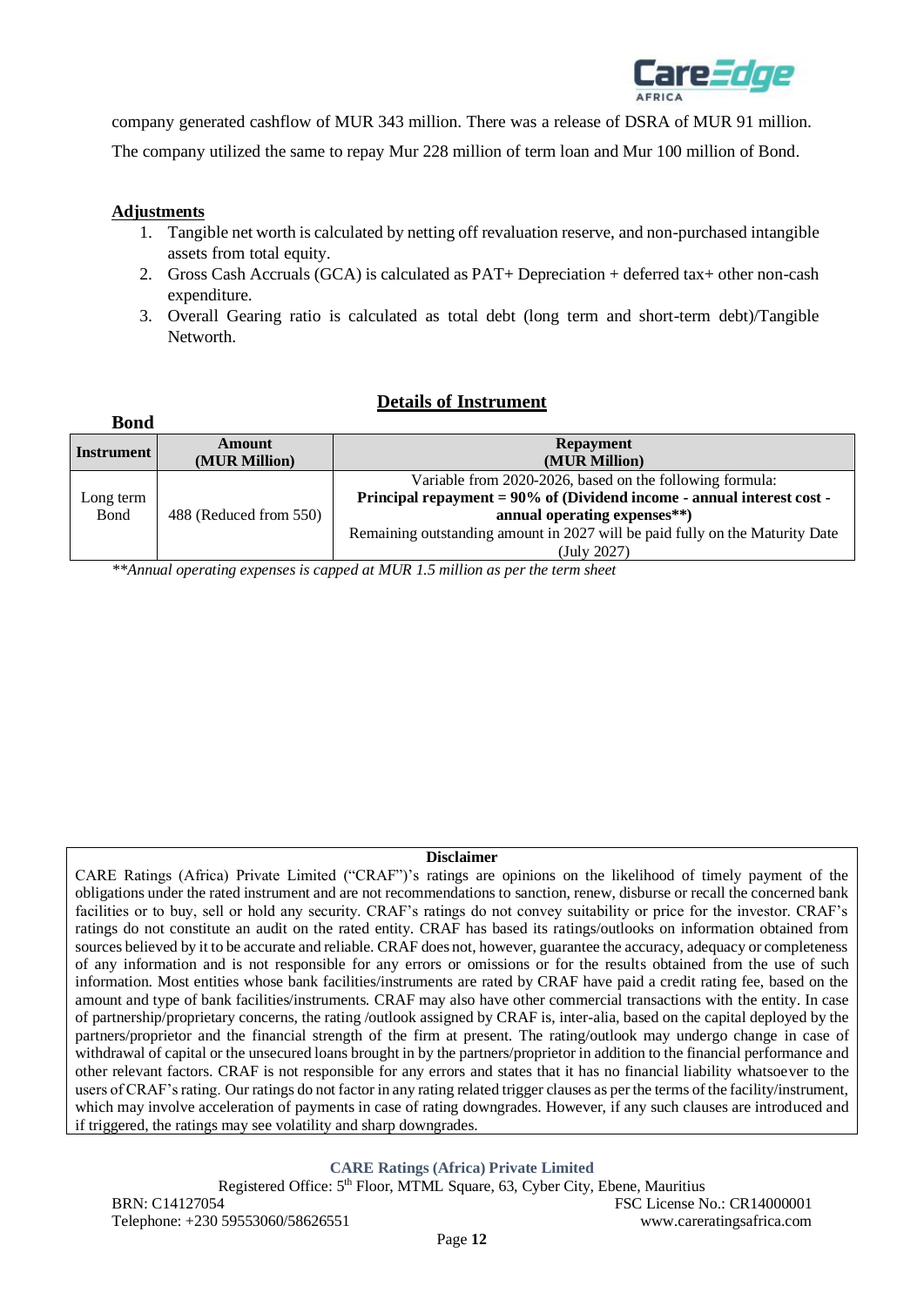company generated cashflow of MUR 343 million. There was a release of DSRA of MUR 91 million. The company utilized the same to repay Mur 228 million of term loan and Mur 100 million of Bond.

**Adjustments**

1. Tangible net worth is calculated by netting off revaluation reserve, and non-purchased intangible assets from total equity.
2. Gross Cash Accruals (GCA) is calculated as PAT+ Depreciation + deferred tax+ other non-cash expenditure.
3. Overall Gearing ratio is calculated as total debt (long term and short-term debt)/Tangible Networth.

## Details of Instrument

**Bond**

| Instrument | Amount (MUR Million) | Repayment (MUR Million) |
| --- | --- | --- |
| Long term Bond | 488 (Reduced from 550) | Variable from 2020-2026, based on the following formula: **Principal repayment = 90% of (Dividend income - annual interest cost - annual operating expenses**)** Remaining outstanding amount in 2027 will be paid fully on the Maturity Date (July 2027) |

*\*\*Annual operating expenses is capped at MUR 1.5 million as per the term sheet*

**Disclaimer**

CARE Ratings (Africa) Private Limited ("CRAF")'s ratings are opinions on the likelihood of timely payment of the obligations under the rated instrument and are not recommendations to sanction, renew, disburse or recall the concerned bank facilities or to buy, sell or hold any security. CRAF's ratings do not convey suitability or price for the investor. CRAF's ratings do not constitute an audit on the rated entity. CRAF has based its ratings/outlooks on information obtained from sources believed by it to be accurate and reliable. CRAF does not, however, guarantee the accuracy, adequacy or completeness of any information and is not responsible for any errors or omissions or for the results obtained from the use of such information. Most entities whose bank facilities/instruments are rated by CRAF have paid a credit rating fee, based on the amount and type of bank facilities/instruments. CRAF may also have other commercial transactions with the entity. In case of partnership/proprietary concerns, the rating /outlook assigned by CRAF is, inter-alia, based on the capital deployed by the partners/proprietor and the financial strength of the firm at present. The rating/outlook may undergo change in case of withdrawal of capital or the unsecured loans brought in by the partners/proprietor in addition to the financial performance and other relevant factors. CRAF is not responsible for any errors and states that it has no financial liability whatsoever to the users of CRAF's rating. Our ratings do not factor in any rating related trigger clauses as per the terms of the facility/instrument, which may involve acceleration of payments in case of rating downgrades. However, if any such clauses are introduced and if triggered, the ratings may see volatility and sharp downgrades.